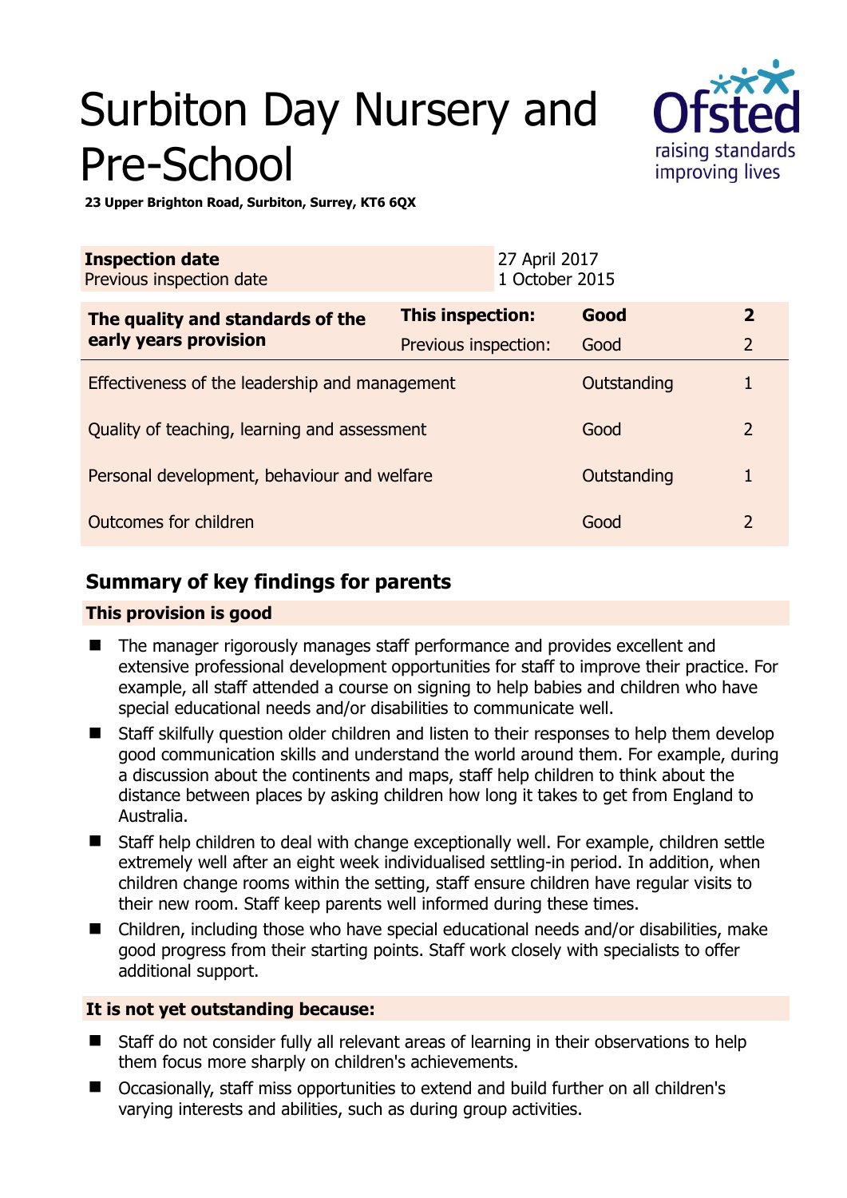# Surbiton Day Nursery and Pre-School

**23 Upper Brighton Road, Surbiton, Surrey, KT6 6QX**

| **Inspection date** | 27 April 2017 |
|---|---|
| Previous inspection date | 1 October 2015 |

| **The quality and standards of the early years provision** | **This inspection:** | **Good** | **2** |
|---|---|---|---|
| | Previous inspection: | Good | 2 |
| Effectiveness of the leadership and management | | Outstanding | 1 |
| Quality of teaching, learning and assessment | | Good | 2 |
| Personal development, behaviour and welfare | | Outstanding | 1 |
| Outcomes for children | | Good | 2 |

## Summary of key findings for parents

### This provision is good

- The manager rigorously manages staff performance and provides excellent and extensive professional development opportunities for staff to improve their practice. For example, all staff attended a course on signing to help babies and children who have special educational needs and/or disabilities to communicate well.
- Staff skilfully question older children and listen to their responses to help them develop good communication skills and understand the world around them. For example, during a discussion about the continents and maps, staff help children to think about the distance between places by asking children how long it takes to get from England to Australia.
- Staff help children to deal with change exceptionally well. For example, children settle extremely well after an eight week individualised settling-in period. In addition, when children change rooms within the setting, staff ensure children have regular visits to their new room. Staff keep parents well informed during these times.
- Children, including those who have special educational needs and/or disabilities, make good progress from their starting points. Staff work closely with specialists to offer additional support.

### It is not yet outstanding because:

- Staff do not consider fully all relevant areas of learning in their observations to help them focus more sharply on children's achievements.
- Occasionally, staff miss opportunities to extend and build further on all children's varying interests and abilities, such as during group activities.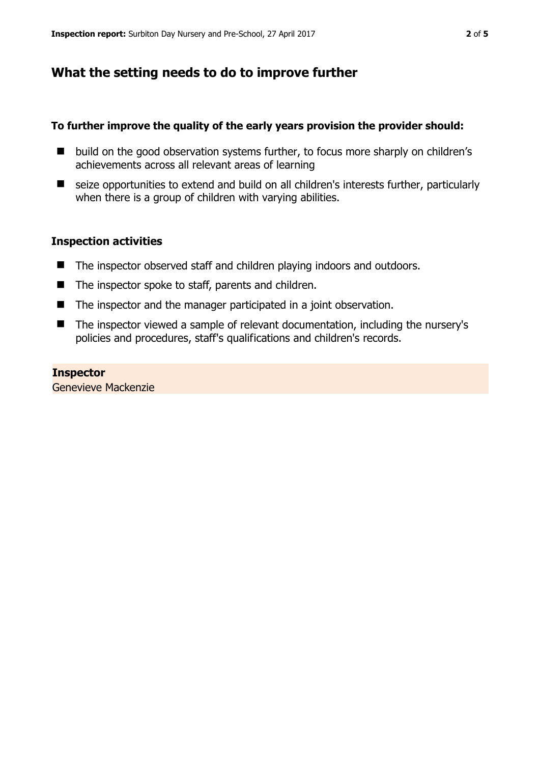## What the setting needs to do to improve further

**To further improve the quality of the early years provision the provider should:**

- build on the good observation systems further, to focus more sharply on children's achievements across all relevant areas of learning
- seize opportunities to extend and build on all children's interests further, particularly when there is a group of children with varying abilities.

### Inspection activities

- The inspector observed staff and children playing indoors and outdoors.
- The inspector spoke to staff, parents and children.
- The inspector and the manager participated in a joint observation.
- The inspector viewed a sample of relevant documentation, including the nursery's policies and procedures, staff's qualifications and children's records.

**Inspector**
Genevieve Mackenzie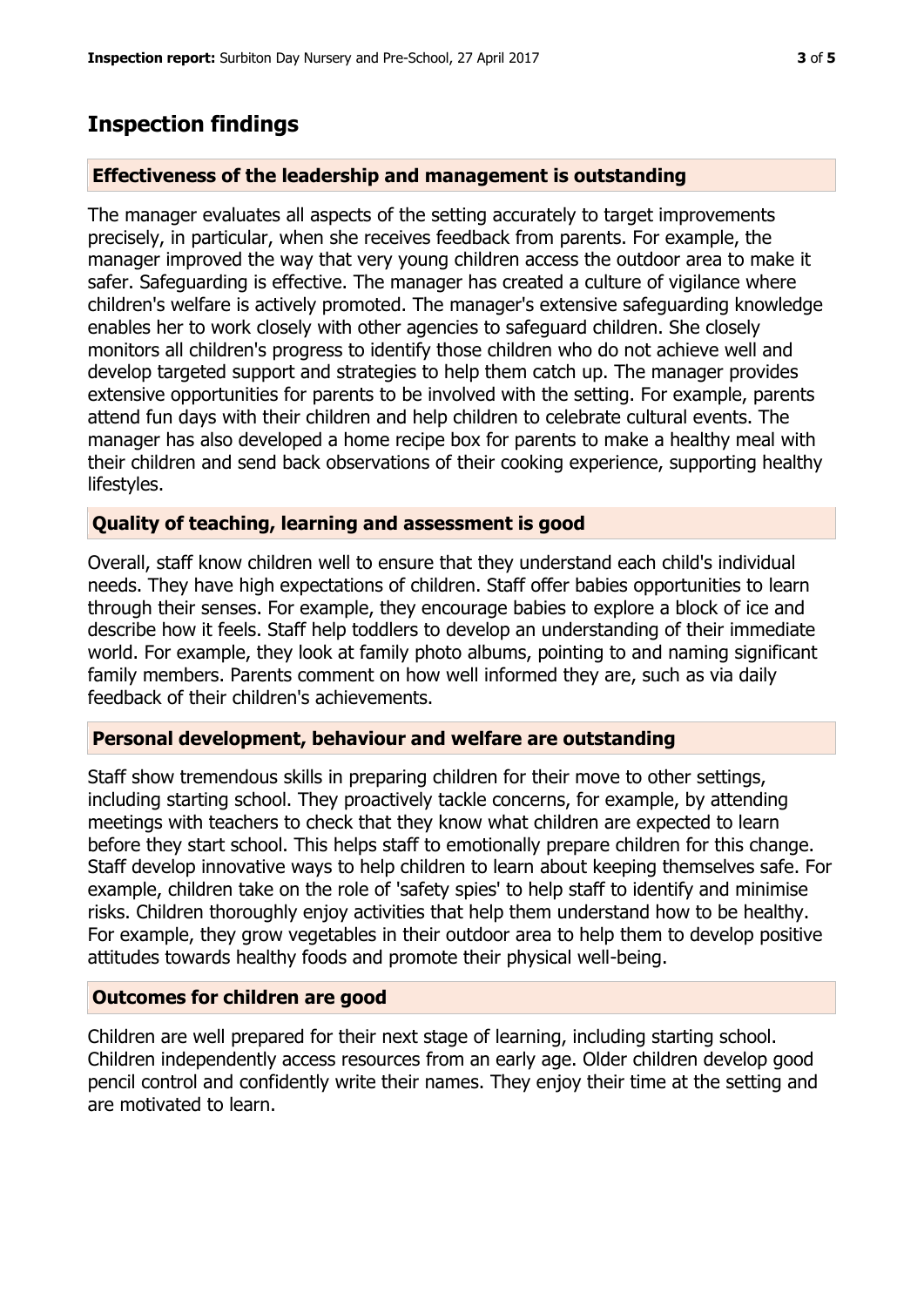# Inspection findings

## Effectiveness of the leadership and management is outstanding

The manager evaluates all aspects of the setting accurately to target improvements precisely, in particular, when she receives feedback from parents. For example, the manager improved the way that very young children access the outdoor area to make it safer. Safeguarding is effective. The manager has created a culture of vigilance where children's welfare is actively promoted. The manager's extensive safeguarding knowledge enables her to work closely with other agencies to safeguard children. She closely monitors all children's progress to identify those children who do not achieve well and develop targeted support and strategies to help them catch up. The manager provides extensive opportunities for parents to be involved with the setting. For example, parents attend fun days with their children and help children to celebrate cultural events. The manager has also developed a home recipe box for parents to make a healthy meal with their children and send back observations of their cooking experience, supporting healthy lifestyles.

## Quality of teaching, learning and assessment is good

Overall, staff know children well to ensure that they understand each child's individual needs. They have high expectations of children. Staff offer babies opportunities to learn through their senses. For example, they encourage babies to explore a block of ice and describe how it feels. Staff help toddlers to develop an understanding of their immediate world. For example, they look at family photo albums, pointing to and naming significant family members. Parents comment on how well informed they are, such as via daily feedback of their children's achievements.

## Personal development, behaviour and welfare are outstanding

Staff show tremendous skills in preparing children for their move to other settings, including starting school. They proactively tackle concerns, for example, by attending meetings with teachers to check that they know what children are expected to learn before they start school. This helps staff to emotionally prepare children for this change. Staff develop innovative ways to help children to learn about keeping themselves safe. For example, children take on the role of 'safety spies' to help staff to identify and minimise risks. Children thoroughly enjoy activities that help them understand how to be healthy. For example, they grow vegetables in their outdoor area to help them to develop positive attitudes towards healthy foods and promote their physical well-being.

## Outcomes for children are good

Children are well prepared for their next stage of learning, including starting school. Children independently access resources from an early age. Older children develop good pencil control and confidently write their names. They enjoy their time at the setting and are motivated to learn.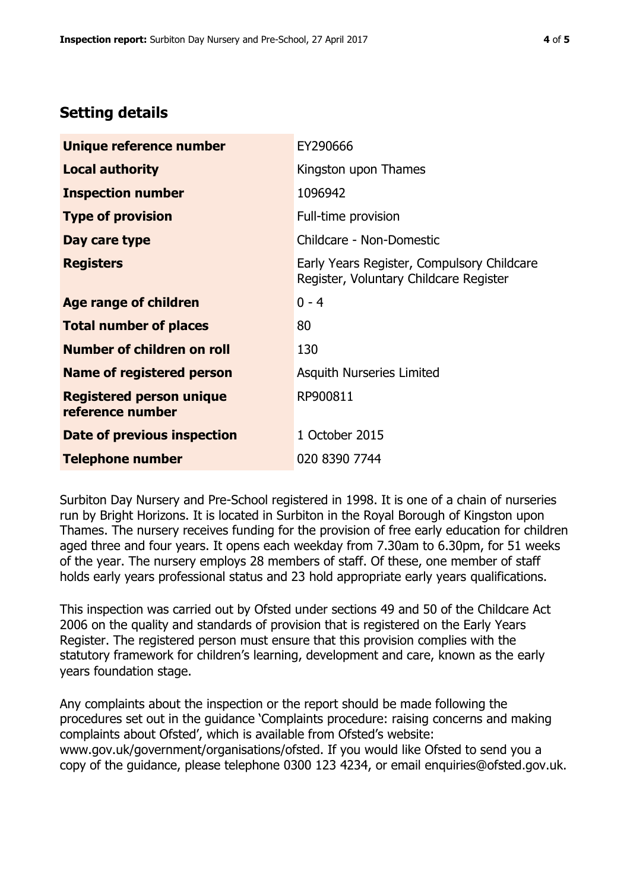## Setting details

| | |
|---|---|
| **Unique reference number** | EY290666 |
| **Local authority** | Kingston upon Thames |
| **Inspection number** | 1096942 |
| **Type of provision** | Full-time provision |
| **Day care type** | Childcare - Non-Domestic |
| **Registers** | Early Years Register, Compulsory Childcare Register, Voluntary Childcare Register |
| **Age range of children** | 0 - 4 |
| **Total number of places** | 80 |
| **Number of children on roll** | 130 |
| **Name of registered person** | Asquith Nurseries Limited |
| **Registered person unique reference number** | RP900811 |
| **Date of previous inspection** | 1 October 2015 |
| **Telephone number** | 020 8390 7744 |

Surbiton Day Nursery and Pre-School registered in 1998. It is one of a chain of nurseries run by Bright Horizons. It is located in Surbiton in the Royal Borough of Kingston upon Thames. The nursery receives funding for the provision of free early education for children aged three and four years. It opens each weekday from 7.30am to 6.30pm, for 51 weeks of the year. The nursery employs 28 members of staff. Of these, one member of staff holds early years professional status and 23 hold appropriate early years qualifications.

This inspection was carried out by Ofsted under sections 49 and 50 of the Childcare Act 2006 on the quality and standards of provision that is registered on the Early Years Register. The registered person must ensure that this provision complies with the statutory framework for children's learning, development and care, known as the early years foundation stage.

Any complaints about the inspection or the report should be made following the procedures set out in the guidance 'Complaints procedure: raising concerns and making complaints about Ofsted', which is available from Ofsted's website: www.gov.uk/government/organisations/ofsted. If you would like Ofsted to send you a copy of the guidance, please telephone 0300 123 4234, or email enquiries@ofsted.gov.uk.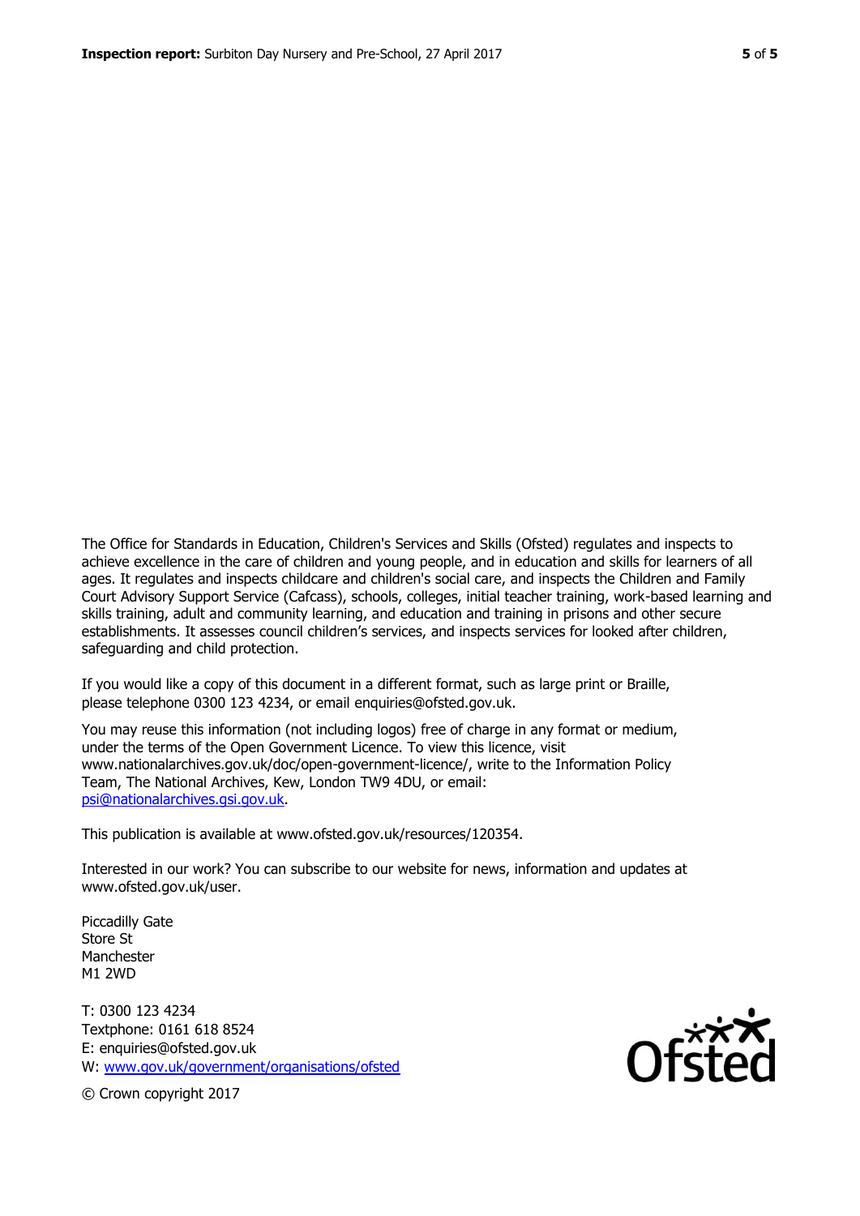The Office for Standards in Education, Children's Services and Skills (Ofsted) regulates and inspects to achieve excellence in the care of children and young people, and in education and skills for learners of all ages. It regulates and inspects childcare and children's social care, and inspects the Children and Family Court Advisory Support Service (Cafcass), schools, colleges, initial teacher training, work-based learning and skills training, adult and community learning, and education and training in prisons and other secure establishments. It assesses council children's services, and inspects services for looked after children, safeguarding and child protection.

If you would like a copy of this document in a different format, such as large print or Braille, please telephone 0300 123 4234, or email enquiries@ofsted.gov.uk.

You may reuse this information (not including logos) free of charge in any format or medium, under the terms of the Open Government Licence. To view this licence, visit www.nationalarchives.gov.uk/doc/open-government-licence/, write to the Information Policy Team, The National Archives, Kew, London TW9 4DU, or email: psi@nationalarchives.gsi.gov.uk.

This publication is available at www.ofsted.gov.uk/resources/120354.

Interested in our work? You can subscribe to our website for news, information and updates at www.ofsted.gov.uk/user.

Piccadilly Gate
Store St
Manchester
M1 2WD

T: 0300 123 4234
Textphone: 0161 618 8524
E: enquiries@ofsted.gov.uk
W: www.gov.uk/government/organisations/ofsted

© Crown copyright 2017